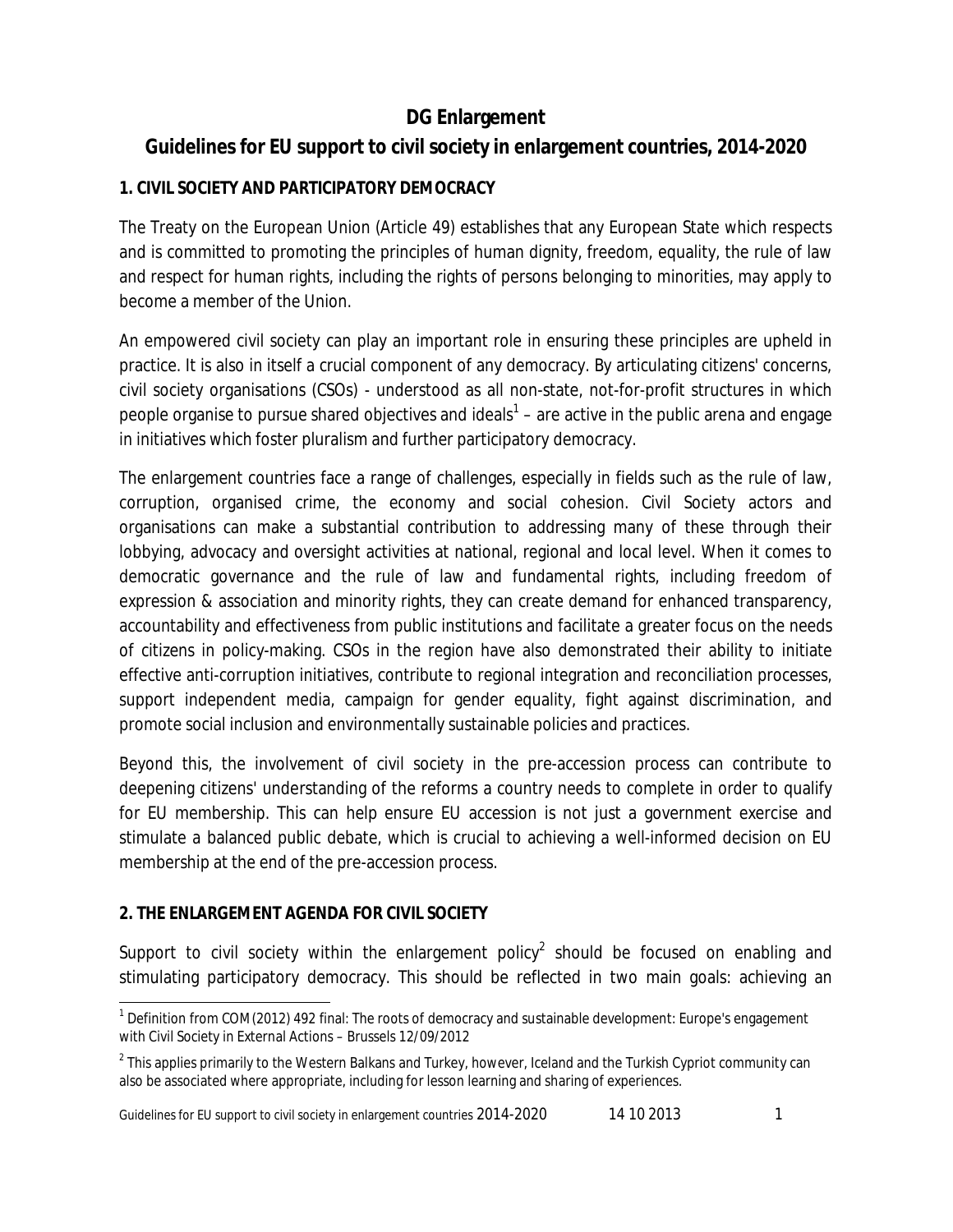# DG Enlargement

## Guidelines for EU support to civil society in enlargement countries, 2014-2020

### 1. CIVIL SOCIETY AND PARTICIPATORY DEMOCRACY

The Treaty on the European Union (Article 49) establishes that any European State which respects and is committed to promoting the principles of human dignity, freedom, equality, the rule of law and respect for human rights, including the rights of persons belonging to minorities, may apply to become a member of the Union.

An empowered civil society can play an important role in ensuring these principles are upheld in practice. It is also in itself a crucial component of any democracy. By articulating citizens' concerns, civil society organisations (CSOs) - understood as all non-state, not-for-profit structures in which people organise to pursue shared objectives and ideals[1] – are active in the public arena and engage in initiatives which foster pluralism and further participatory democracy.

The enlargement countries face a range of challenges, especially in fields such as the rule of law, corruption, organised crime, the economy and social cohesion. Civil Society actors and organisations can make a substantial contribution to addressing many of these through their lobbying, advocacy and oversight activities at national, regional and local level. When it comes to democratic governance and the rule of law and fundamental rights, including freedom of expression & association and minority rights, they can create demand for enhanced transparency, accountability and effectiveness from public institutions and facilitate a greater focus on the needs of citizens in policy-making. CSOs in the region have also demonstrated their ability to initiate effective anti-corruption initiatives, contribute to regional integration and reconciliation processes, support independent media, campaign for gender equality, fight against discrimination, and promote social inclusion and environmentally sustainable policies and practices.

Beyond this, the involvement of civil society in the pre-accession process can contribute to deepening citizens' understanding of the reforms a country needs to complete in order to qualify for EU membership. This can help ensure EU accession is not just a government exercise and stimulate a balanced public debate, which is crucial to achieving a well-informed decision on EU membership at the end of the pre-accession process.

### 2. THE ENLARGEMENT AGENDA FOR CIVIL SOCIETY

Support to civil society within the enlargement policy[2] should be focused on enabling and stimulating participatory democracy. This should be reflected in two main goals: achieving an

---

[1] Definition from COM(2012) 492 final: The roots of democracy and sustainable development: Europe's engagement with Civil Society in External Actions – Brussels 12/09/2012

[2] This applies primarily to the Western Balkans and Turkey, however, Iceland and the Turkish Cypriot community can also be associated where appropriate, including for lesson learning and sharing of experiences.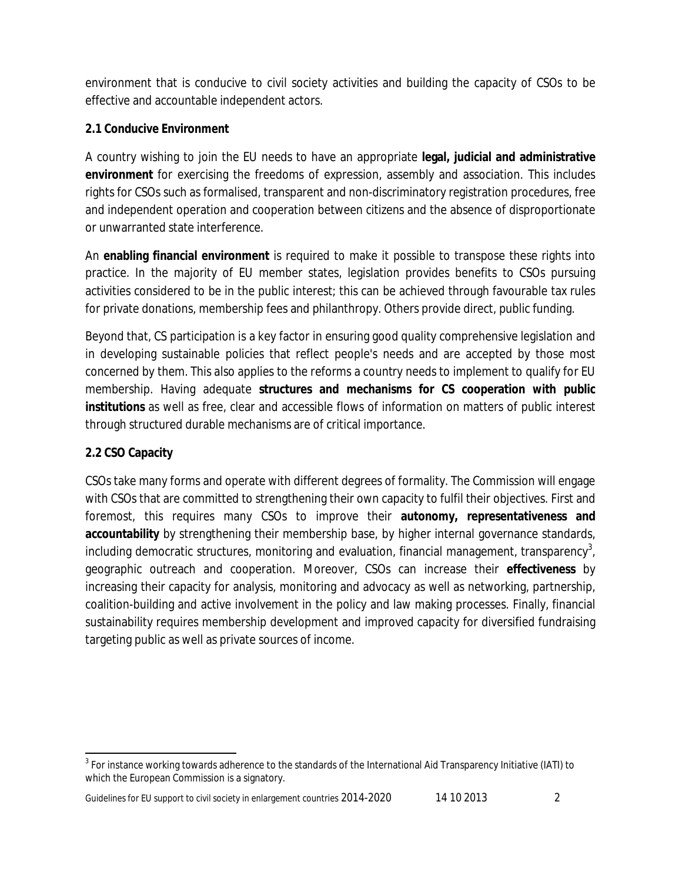environment that is conducive to civil society activities and building the capacity of CSOs to be effective and accountable independent actors.

### 2.1 Conducive Environment

A country wishing to join the EU needs to have an appropriate **legal, judicial and administrative environment** for exercising the freedoms of expression, assembly and association. This includes rights for CSOs such as formalised, transparent and non-discriminatory registration procedures, free and independent operation and cooperation between citizens and the absence of disproportionate or unwarranted state interference.

An **enabling financial environment** is required to make it possible to transpose these rights into practice. In the majority of EU member states, legislation provides benefits to CSOs pursuing activities considered to be in the public interest; this can be achieved through favourable tax rules for private donations, membership fees and philanthropy. Others provide direct, public funding.

Beyond that, CS participation is a key factor in ensuring good quality comprehensive legislation and in developing sustainable policies that reflect people's needs and are accepted by those most concerned by them. This also applies to the reforms a country needs to implement to qualify for EU membership. Having adequate **structures and mechanisms for CS cooperation with public institutions** as well as free, clear and accessible flows of information on matters of public interest through structured durable mechanisms are of critical importance.

### 2.2 CSO Capacity

CSOs take many forms and operate with different degrees of formality. The Commission will engage with CSOs that are committed to strengthening their own capacity to fulfil their objectives. First and foremost, this requires many CSOs to improve their **autonomy, representativeness and accountability** by strengthening their membership base, by higher internal governance standards, including democratic structures, monitoring and evaluation, financial management, transparency[3], geographic outreach and cooperation. Moreover, CSOs can increase their **effectiveness** by increasing their capacity for analysis, monitoring and advocacy as well as networking, partnership, coalition-building and active involvement in the policy and law making processes. Finally, financial sustainability requires membership development and improved capacity for diversified fundraising targeting public as well as private sources of income.

[3] For instance working towards adherence to the standards of the International Aid Transparency Initiative (IATI) to which the European Commission is a signatory.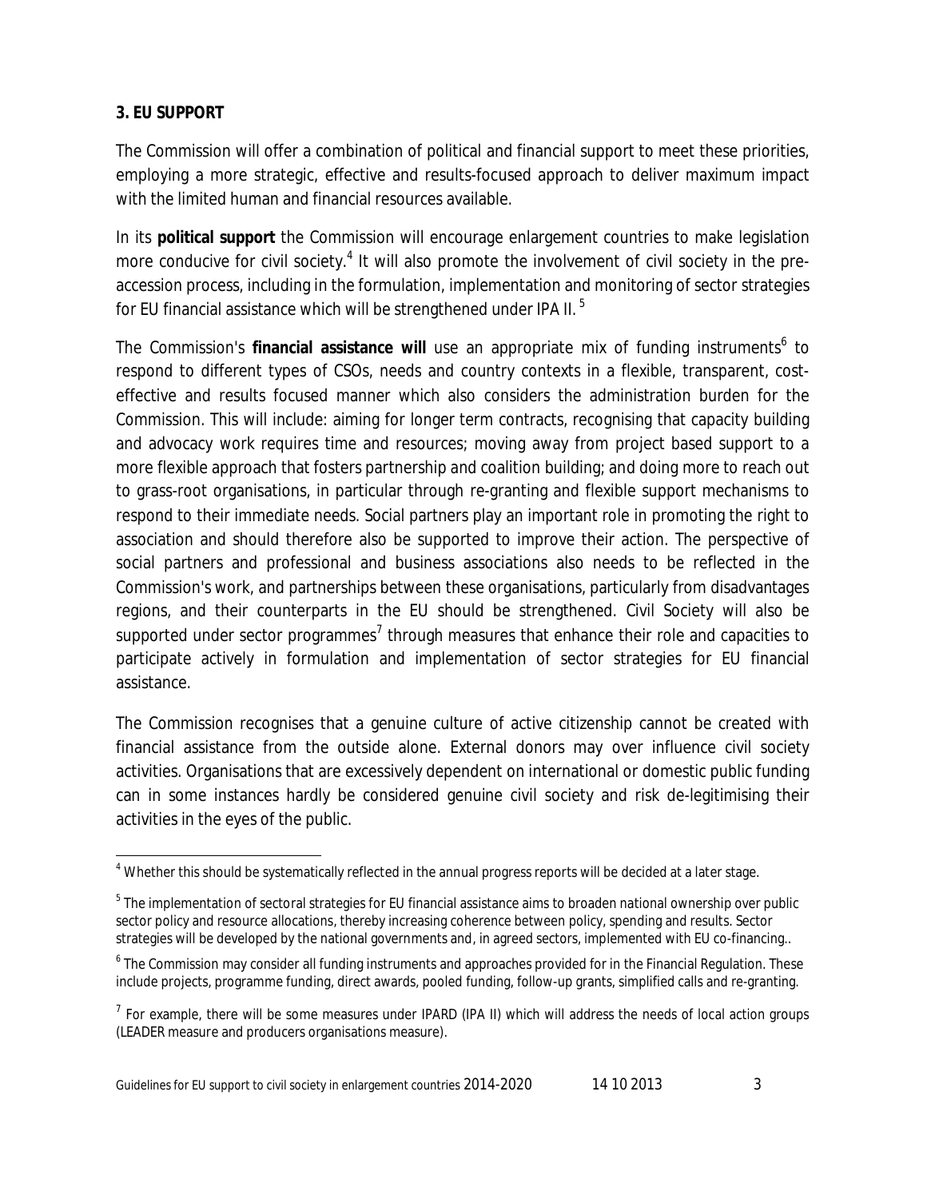## 3. EU SUPPORT

The Commission will offer a combination of political and financial support to meet these priorities, employing a more strategic, effective and results-focused approach to deliver maximum impact with the limited human and financial resources available.

In its **political support** the Commission will encourage enlargement countries to make legislation more conducive for civil society.[4] It will also promote the involvement of civil society in the pre-accession process, including in the formulation, implementation and monitoring of sector strategies for EU financial assistance which will be strengthened under IPA II. [5]

The Commission's **financial assistance will** use an appropriate mix of funding instruments[6] to respond to different types of CSOs, needs and country contexts in a flexible, transparent, cost-effective and results focused manner which also considers the administration burden for the Commission. This will include: aiming for longer term contracts, recognising that capacity building and advocacy work requires time and resources; moving away from project based support to a more flexible approach that fosters partnership and coalition building; and doing more to reach out to grass-root organisations, in particular through re-granting and flexible support mechanisms to respond to their immediate needs. Social partners play an important role in promoting the right to association and should therefore also be supported to improve their action. The perspective of social partners and professional and business associations also needs to be reflected in the Commission's work, and partnerships between these organisations, particularly from disadvantages regions, and their counterparts in the EU should be strengthened. Civil Society will also be supported under sector programmes[7] through measures that enhance their role and capacities to participate actively in formulation and implementation of sector strategies for EU financial assistance.

The Commission recognises that a genuine culture of active citizenship cannot be created with financial assistance from the outside alone. External donors may over influence civil society activities. Organisations that are excessively dependent on international or domestic public funding can in some instances hardly be considered genuine civil society and risk de-legitimising their activities in the eyes of the public.

---

[4] Whether this should be systematically reflected in the annual progress reports will be decided at a later stage.

[5] The implementation of sectoral strategies for EU financial assistance aims to broaden national ownership over public sector policy and resource allocations, thereby increasing coherence between policy, spending and results. Sector strategies will be developed by the national governments and, in agreed sectors, implemented with EU co-financing..

[6] The Commission may consider all funding instruments and approaches provided for in the Financial Regulation. These include projects, programme funding, direct awards, pooled funding, follow-up grants, simplified calls and re-granting.

[7] For example, there will be some measures under IPARD (IPA II) which will address the needs of local action groups (LEADER measure and producers organisations measure).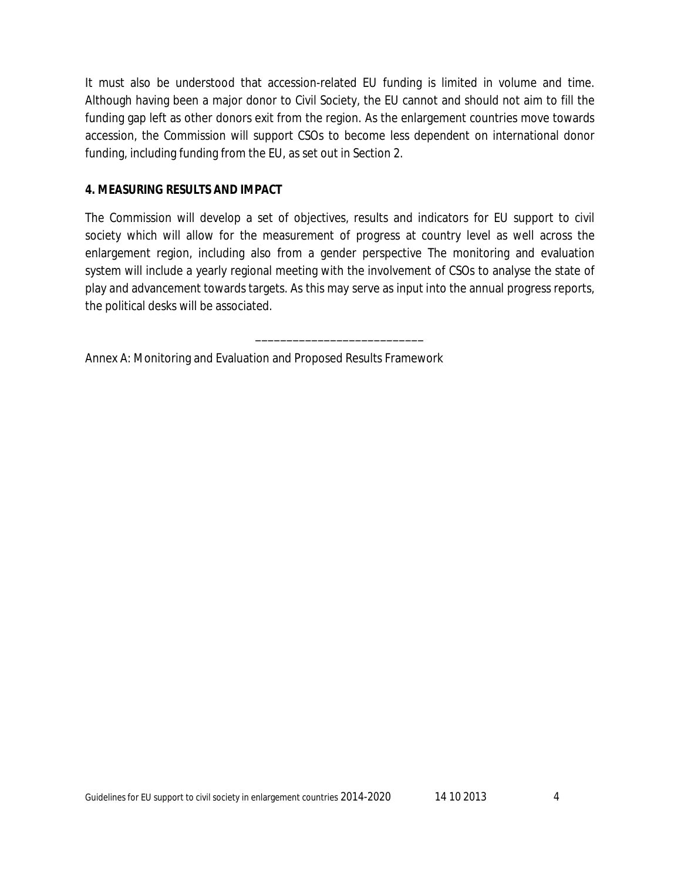It must also be understood that accession-related EU funding is limited in volume and time. Although having been a major donor to Civil Society, the EU cannot and should not aim to fill the funding gap left as other donors exit from the region. As the enlargement countries move towards accession, the Commission will support CSOs to become less dependent on international donor funding, including funding from the EU, as set out in Section 2.

## 4. MEASURING RESULTS AND IMPACT

The Commission will develop a set of objectives, results and indicators for EU support to civil society which will allow for the measurement of progress at country level as well across the enlargement region, including also from a gender perspective The monitoring and evaluation system will include a yearly regional meeting with the involvement of CSOs to analyse the state of play and advancement towards targets. As this may serve as input into the annual progress reports, the political desks will be associated.

___________________________

Annex A: Monitoring and Evaluation and Proposed Results Framework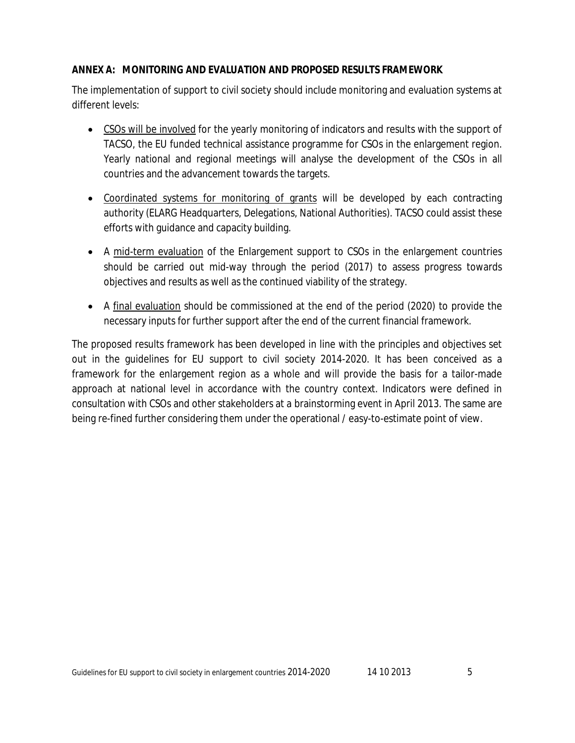## ANNEX A: MONITORING AND EVALUATION AND PROPOSED RESULTS FRAMEWORK

The implementation of support to civil society should include monitoring and evaluation systems at different levels:

- CSOs will be involved for the yearly monitoring of indicators and results with the support of TACSO, the EU funded technical assistance programme for CSOs in the enlargement region. Yearly national and regional meetings will analyse the development of the CSOs in all countries and the advancement towards the targets.
- Coordinated systems for monitoring of grants will be developed by each contracting authority (ELARG Headquarters, Delegations, National Authorities). TACSO could assist these efforts with guidance and capacity building.
- A mid-term evaluation of the Enlargement support to CSOs in the enlargement countries should be carried out mid-way through the period (2017) to assess progress towards objectives and results as well as the continued viability of the strategy.
- A final evaluation should be commissioned at the end of the period (2020) to provide the necessary inputs for further support after the end of the current financial framework.

The proposed results framework has been developed in line with the principles and objectives set out in the guidelines for EU support to civil society 2014-2020. It has been conceived as a framework for the enlargement region as a whole and will provide the basis for a tailor-made approach at national level in accordance with the country context. Indicators were defined in consultation with CSOs and other stakeholders at a brainstorming event in April 2013. The same are being re-fined further considering them under the operational / easy-to-estimate point of view.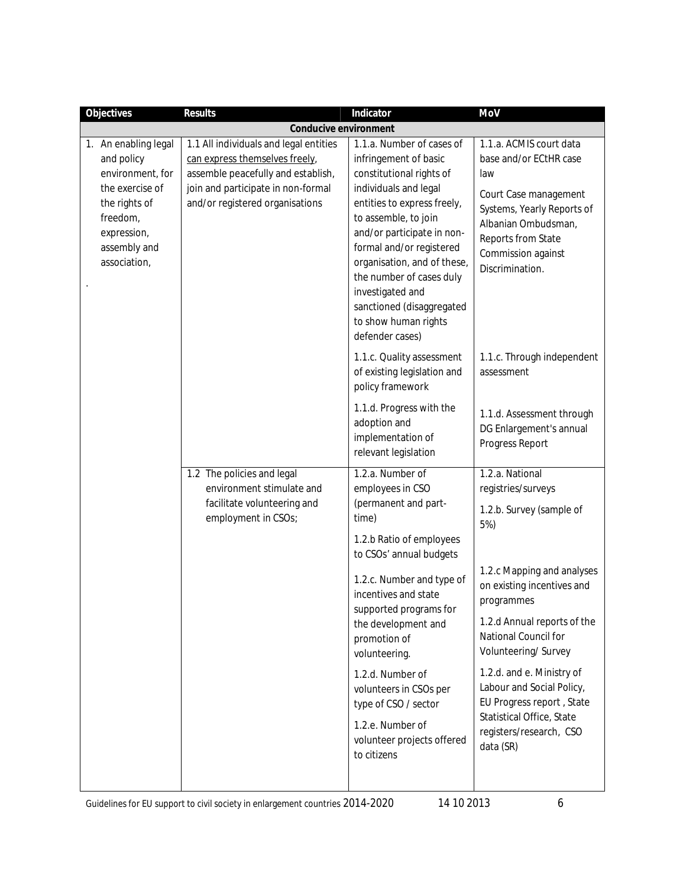| Objectives | Results | Indicator | MoV |
|---|---|---|---|
| **Conducive environment** | | | |
| 1. An enabling legal and policy environment, for the exercise of the rights of freedom, expression, assembly and association, . | 1.1 All individuals and legal entities can express themselves freely, assemble peacefully and establish, join and participate in non-formal and/or registered organisations | 1.1.a. Number of cases of infringement of basic constitutional rights of individuals and legal entities to express freely, to assemble, to join and/or participate in non-formal and/or registered organisation, and of these, the number of cases duly investigated and sanctioned (disaggregated to show human rights defender cases) | 1.1.a. ACMIS court data base and/or ECtHR case law<br><br>Court Case management Systems, Yearly Reports of Albanian Ombudsman, Reports from State Commission against Discrimination. |
| | | 1.1.c. Quality assessment of existing legislation and policy framework | 1.1.c. Through independent assessment |
| | | 1.1.d. Progress with the adoption and implementation of relevant legislation | 1.1.d. Assessment through DG Enlargement's annual Progress Report |
| | 1.2 The policies and legal environment stimulate and facilitate volunteering and employment in CSOs; | 1.2.a. Number of employees in CSO (permanent and part-time)<br><br>1.2.b Ratio of employees to CSOs' annual budgets | 1.2.a. National registries/surveys<br><br>1.2.b. Survey (sample of 5%) |
| | | 1.2.c. Number and type of incentives and state supported programs for the development and promotion of volunteering. | 1.2.c Mapping and analyses on existing incentives and programmes<br><br>1.2.d Annual reports of the National Council for Volunteering/ Survey |
| | | 1.2.d. Number of volunteers in CSOs per type of CSO / sector<br><br>1.2.e. Number of volunteer projects offered to citizens | 1.2.d. and e. Ministry of Labour and Social Policy, EU Progress report , State Statistical Office, State registers/research, CSO data (SR) |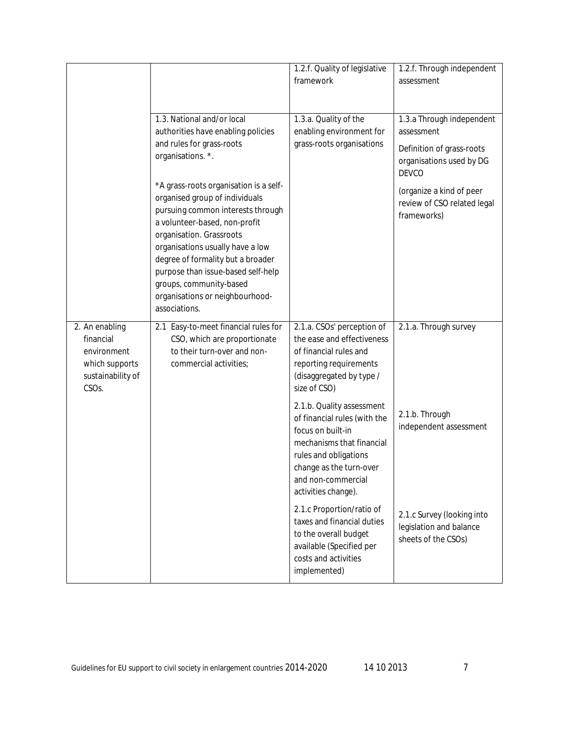| | | | |
|---|---|---|---|
| | | 1.2.f. Quality of legislative framework | 1.2.f. Through independent assessment |
| | 1.3. National and/or local authorities have enabling policies and rules for grass-roots organisations. *.<br><br>*A grass-roots organisation is a self-organised group of individuals pursuing common interests through a volunteer-based, non-profit organisation. Grassroots organisations usually have a low degree of formality but a broader purpose than issue-based self-help groups, community-based organisations or neighbourhood-associations. | 1.3.a. Quality of the enabling environment for grass-roots organisations | 1.3.a Through independent assessment<br><br>Definition of grass-roots organisations used by DG DEVCO<br><br>(organize a kind of peer review of CSO related legal frameworks) |
| 2. An enabling financial environment which supports sustainability of CSOs. | 2.1 Easy-to-meet financial rules for CSO, which are proportionate to their turn-over and non-commercial activities; | 2.1.a. CSOs' perception of the ease and effectiveness of financial rules and reporting requirements (disaggregated by type / size of CSO) | 2.1.a. Through survey |
| | | 2.1.b. Quality assessment of financial rules (with the focus on built-in mechanisms that financial rules and obligations change as the turn-over and non-commercial activities change). | 2.1.b. Through independent assessment |
| | | 2.1.c Proportion/ratio of taxes and financial duties to the overall budget available (Specified per costs and activities implemented) | 2.1.c Survey (looking into legislation and balance sheets of the CSOs) |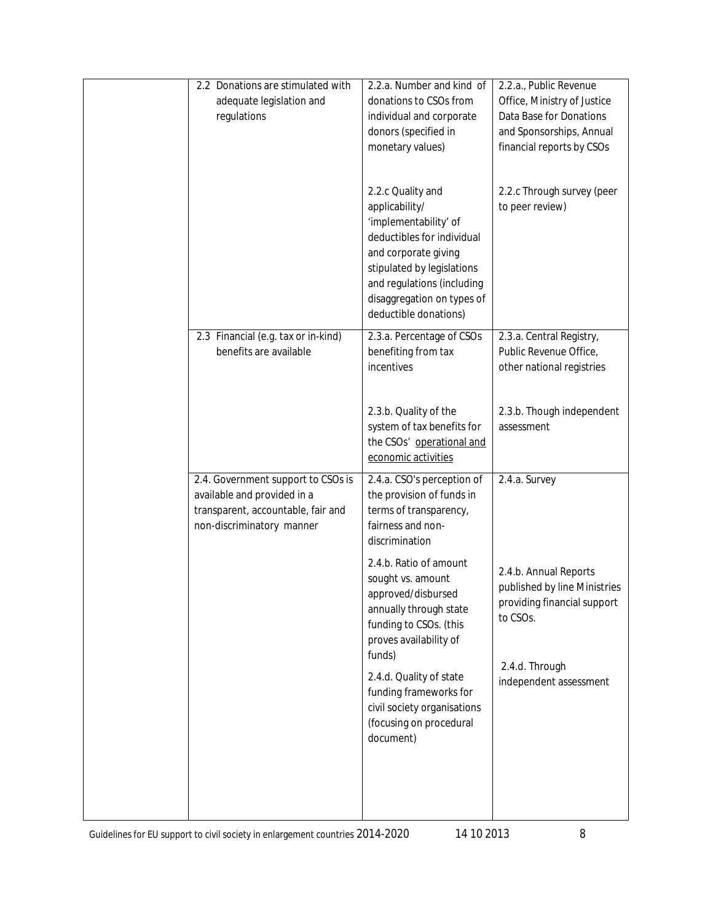| | | | |
|---|---|---|---|
| | 2.2 Donations are stimulated with adequate legislation and regulations | 2.2.a. Number and kind of donations to CSOs from individual and corporate donors (specified in monetary values) | 2.2.a., Public Revenue Office, Ministry of Justice Data Base for Donations and Sponsorships, Annual financial reports by CSOs |
| | | 2.2.c Quality and applicability/ 'implementability' of deductibles for individual and corporate giving stipulated by legislations and regulations (including disaggregation on types of deductible donations) | 2.2.c Through survey (peer to peer review) |
| | 2.3 Financial (e.g. tax or in-kind) benefits are available | 2.3.a. Percentage of CSOs benefiting from tax incentives | 2.3.a. Central Registry, Public Revenue Office, other national registries |
| | | 2.3.b. Quality of the system of tax benefits for the CSOs' operational and economic activities | 2.3.b. Though independent assessment |
| | 2.4. Government support to CSOs is available and provided in a transparent, accountable, fair and non-discriminatory manner | 2.4.a. CSO's perception of the provision of funds in terms of transparency, fairness and non-discrimination | 2.4.a. Survey |
| | | 2.4.b. Ratio of amount sought vs. amount approved/disbursed annually through state funding to CSOs. (this proves availability of funds) | 2.4.b. Annual Reports published by line Ministries providing financial support to CSOs. |
| | | 2.4.d. Quality of state funding frameworks for civil society organisations (focusing on procedural document) | 2.4.d. Through independent assessment |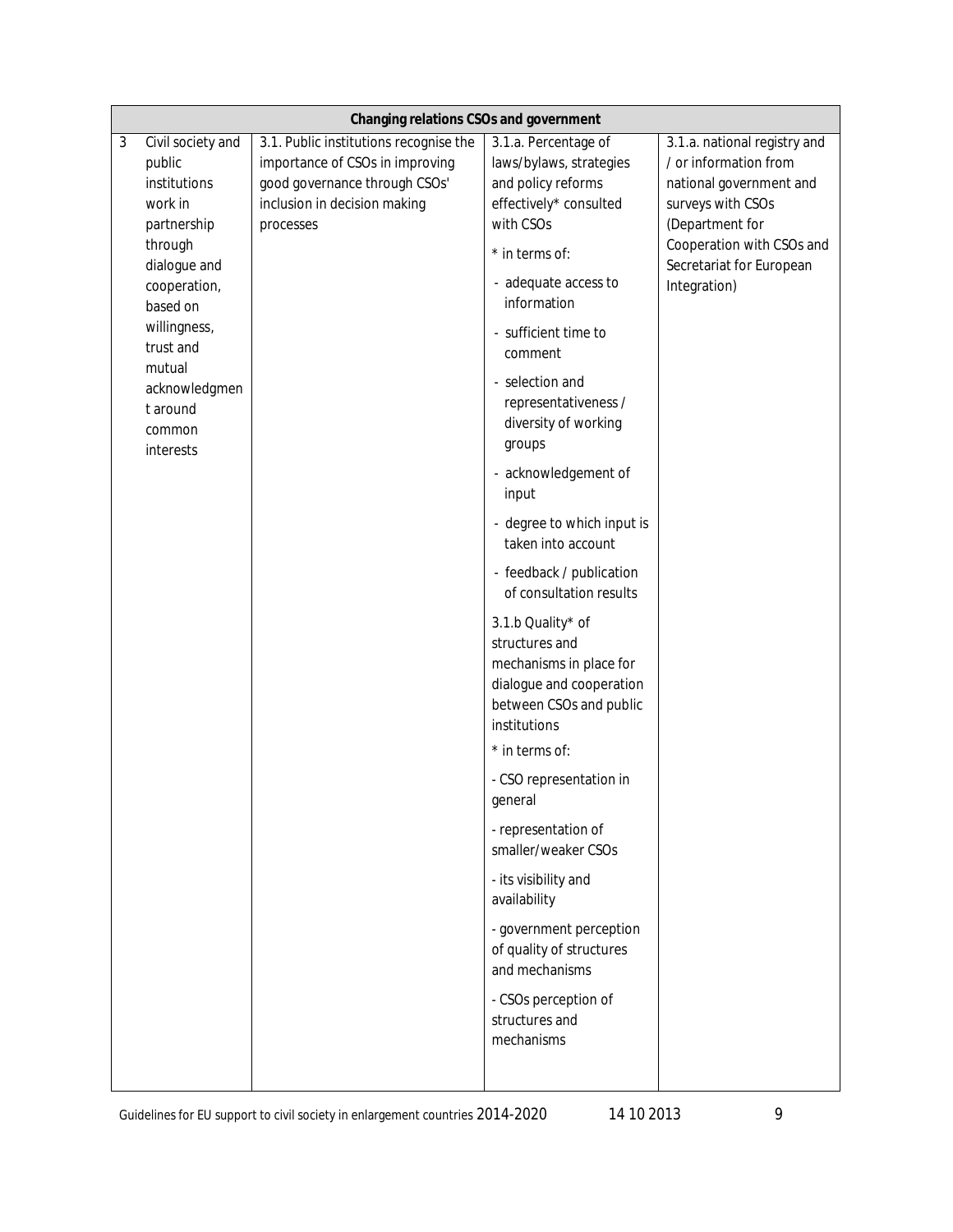| Changing relations CSOs and government | | | | |
|---|---|---|---|---|
| 3 | Civil society and public institutions work in partnership through dialogue and cooperation, based on willingness, trust and mutual acknowledgment around common interests | 3.1. Public institutions recognise the importance of CSOs in improving good governance through CSOs' inclusion in decision making processes | 3.1.a. Percentage of laws/bylaws, strategies and policy reforms effectively* consulted with CSOs<br><br>* in terms of:<br>- adequate access to information<br>- sufficient time to comment<br>- selection and representativeness / diversity of working groups<br>- acknowledgement of input<br>- degree to which input is taken into account<br>- feedback / publication of consultation results<br><br>3.1.b Quality* of structures and mechanisms in place for dialogue and cooperation between CSOs and public institutions<br><br>* in terms of:<br>- CSO representation in general<br>- representation of smaller/weaker CSOs<br>- its visibility and availability<br>- government perception of quality of structures and mechanisms<br>- CSOs perception of structures and mechanisms | 3.1.a. national registry and / or information from national government and surveys with CSOs (Department for Cooperation with CSOs and Secretariat for European Integration) |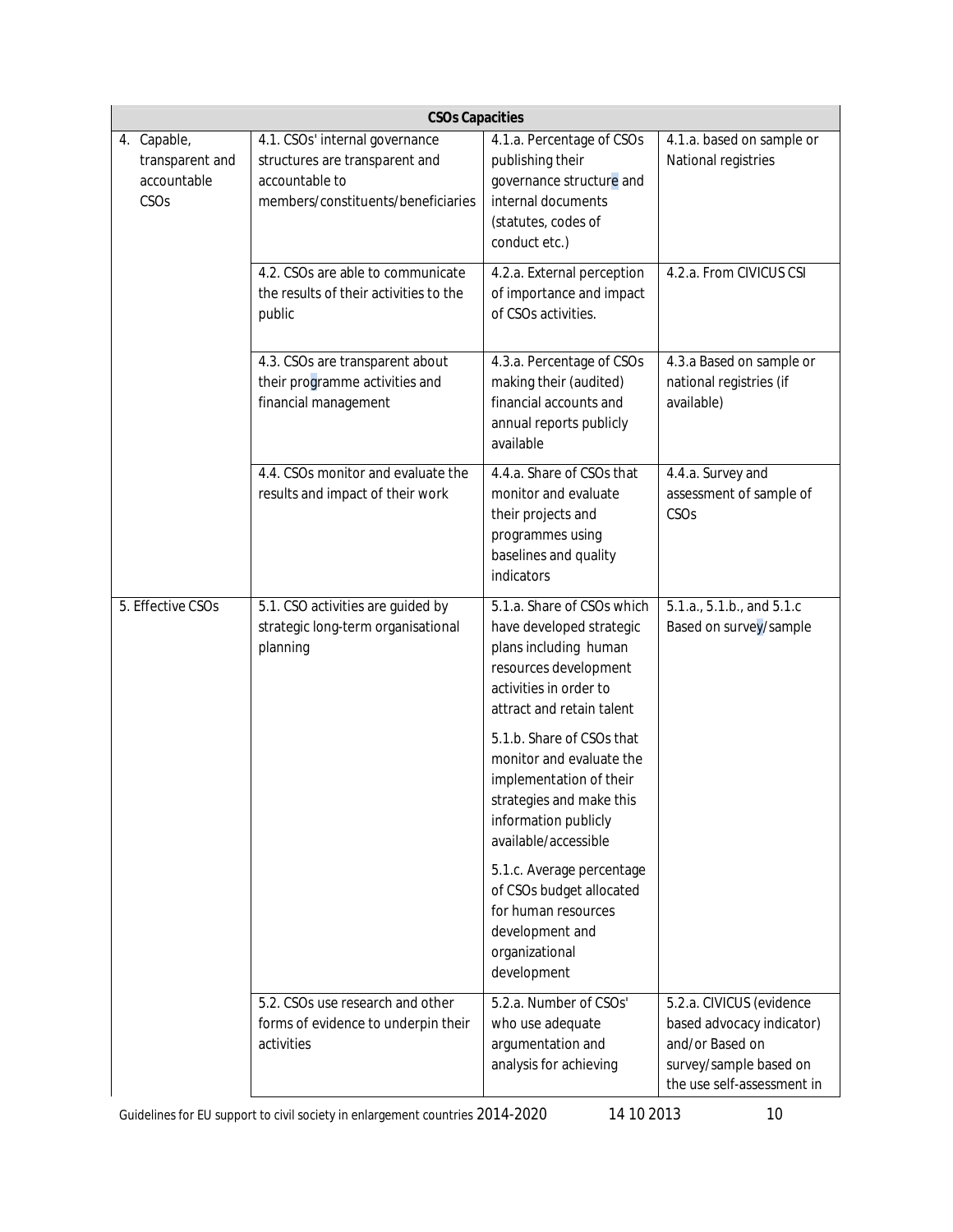| CSOs Capacities | | | |
|---|---|---|---|
| 4. Capable, transparent and accountable CSOs | 4.1. CSOs' internal governance structures are transparent and accountable to members/constituents/beneficiaries | 4.1.a. Percentage of CSOs publishing their governance structure and internal documents (statutes, codes of conduct etc.) | 4.1.a. based on sample or National registries |
| | 4.2. CSOs are able to communicate the results of their activities to the public | 4.2.a. External perception of importance and impact of CSOs activities. | 4.2.a. From CIVICUS CSI |
| | 4.3. CSOs are transparent about their programme activities and financial management | 4.3.a. Percentage of CSOs making their (audited) financial accounts and annual reports publicly available | 4.3.a Based on sample or national registries (if available) |
| | 4.4. CSOs monitor and evaluate the results and impact of their work | 4.4.a. Share of CSOs that monitor and evaluate their projects and programmes using baselines and quality indicators | 4.4.a. Survey and assessment of sample of CSOs |
| 5. Effective CSOs | 5.1. CSO activities are guided by strategic long-term organisational planning | 5.1.a. Share of CSOs which have developed strategic plans including human resources development activities in order to attract and retain talent<br><br>5.1.b. Share of CSOs that monitor and evaluate the implementation of their strategies and make this information publicly available/accessible<br><br>5.1.c. Average percentage of CSOs budget allocated for human resources development and organizational development | 5.1.a., 5.1.b., and 5.1.c Based on survey/sample |
| | 5.2. CSOs use research and other forms of evidence to underpin their activities | 5.2.a. Number of CSOs' who use adequate argumentation and analysis for achieving | 5.2.a. CIVICUS (evidence based advocacy indicator) and/or Based on survey/sample based on the use self-assessment in |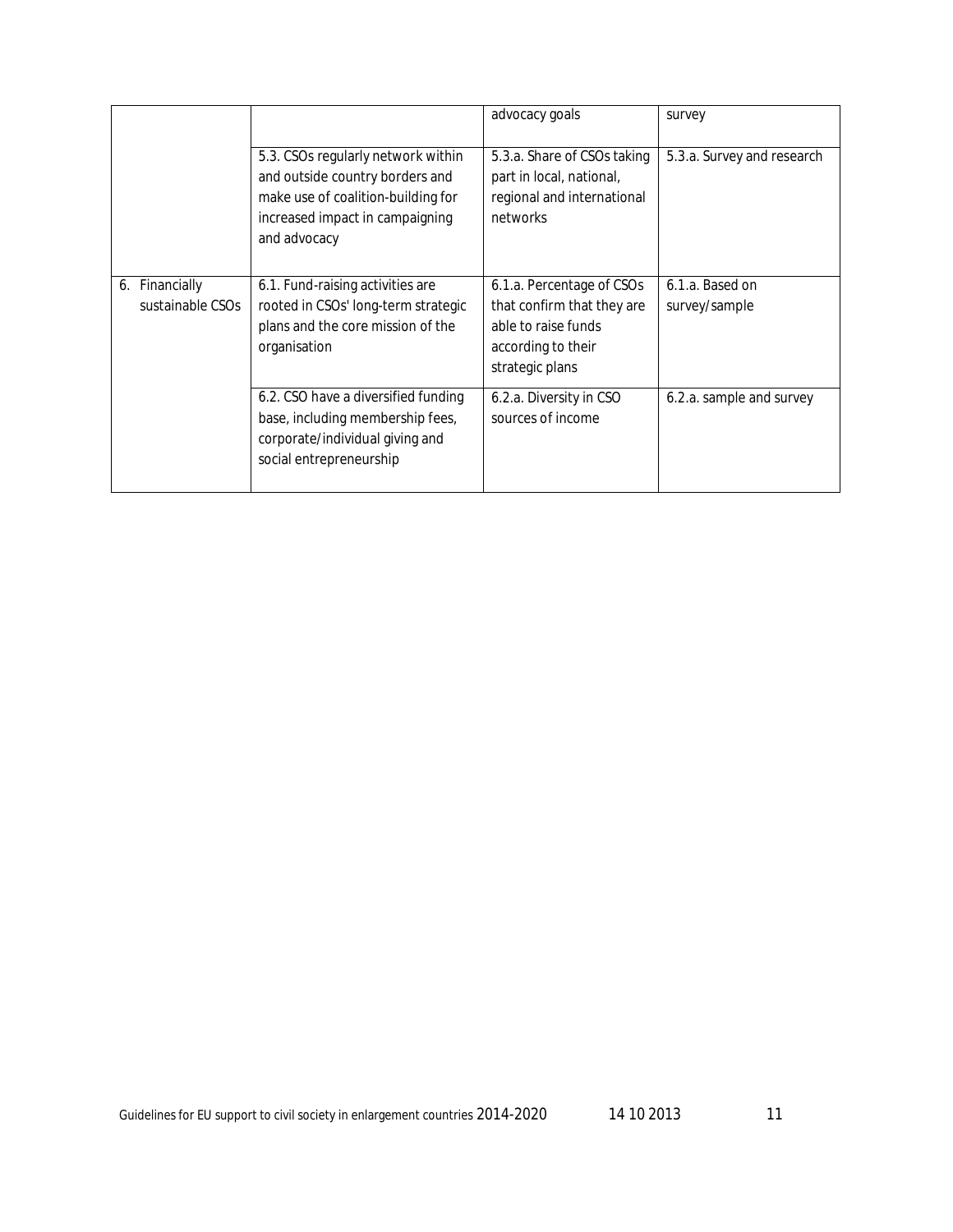| | | | |
|---|---|---|---|
| | | advocacy goals | survey |
| | 5.3. CSOs regularly network within and outside country borders and make use of coalition-building for increased impact in campaigning and advocacy | 5.3.a. Share of CSOs taking part in local, national, regional and international networks | 5.3.a. Survey and research |
| 6. Financially sustainable CSOs | 6.1. Fund-raising activities are rooted in CSOs' long-term strategic plans and the core mission of the organisation | 6.1.a. Percentage of CSOs that confirm that they are able to raise funds according to their strategic plans | 6.1.a. Based on survey/sample |
| | 6.2. CSO have a diversified funding base, including membership fees, corporate/individual giving and social entrepreneurship | 6.2.a. Diversity in CSO sources of income | 6.2.a. sample and survey |